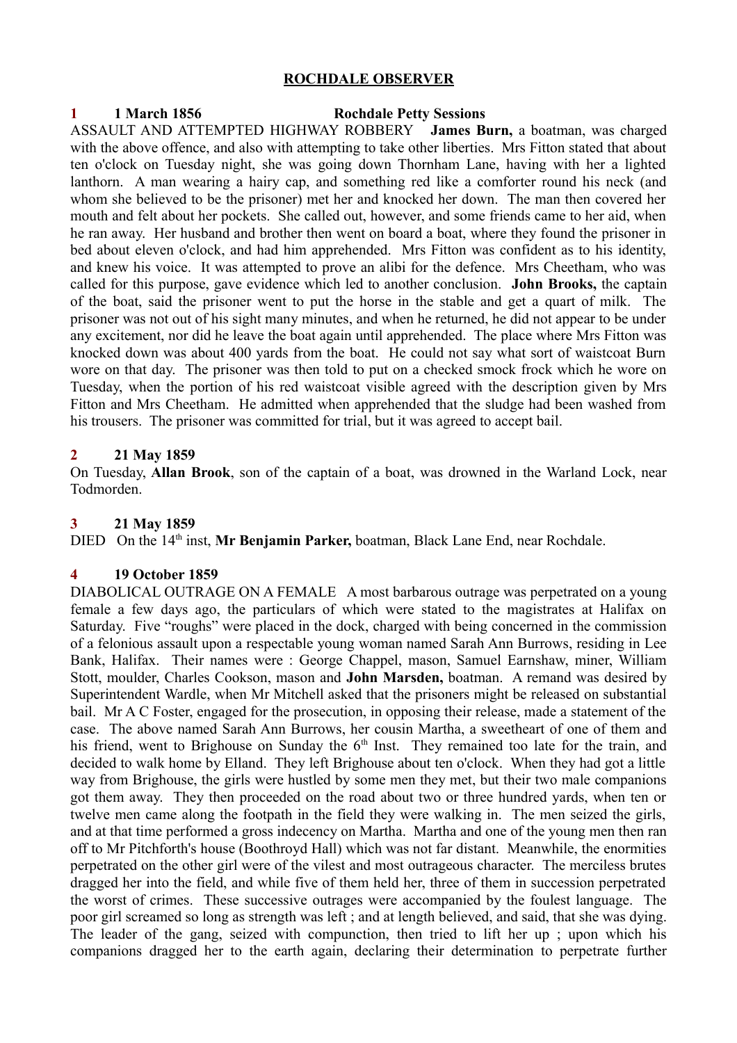## ROCHDALE OBSERVER

**1 1 March 1856 Rochdale Petty Sessions**

ASSAULT AND ATTEMPTED HIGHWAY ROBBERY **James Burn,** a boatman, was charged with the above offence, and also with attempting to take other liberties. Mrs Fitton stated that about ten o'clock on Tuesday night, she was going down Thornham Lane, having with her a lighted lanthorn. A man wearing a hairy cap, and something red like a comforter round his neck (and whom she believed to be the prisoner) met her and knocked her down. The man then covered her mouth and felt about her pockets. She called out, however, and some friends came to her aid, when he ran away. Her husband and brother then went on board a boat, where they found the prisoner in bed about eleven o'clock, and had him apprehended. Mrs Fitton was confident as to his identity, and knew his voice. It was attempted to prove an alibi for the defence. Mrs Cheetham, who was called for this purpose, gave evidence which led to another conclusion. **John Brooks,** the captain of the boat, said the prisoner went to put the horse in the stable and get a quart of milk. The prisoner was not out of his sight many minutes, and when he returned, he did not appear to be under any excitement, nor did he leave the boat again until apprehended. The place where Mrs Fitton was knocked down was about 400 yards from the boat. He could not say what sort of waistcoat Burn wore on that day. The prisoner was then told to put on a checked smock frock which he wore on Tuesday, when the portion of his red waistcoat visible agreed with the description given by Mrs Fitton and Mrs Cheetham. He admitted when apprehended that the sludge had been washed from his trousers. The prisoner was committed for trial, but it was agreed to accept bail.

**2 21 May 1859**

On Tuesday, **Allan Brook**, son of the captain of a boat, was drowned in the Warland Lock, near Todmorden.

**3 21 May 1859**

DIED On the 14th inst, **Mr Benjamin Parker,** boatman, Black Lane End, near Rochdale.

**4 19 October 1859**

DIABOLICAL OUTRAGE ON A FEMALE A most barbarous outrage was perpetrated on a young female a few days ago, the particulars of which were stated to the magistrates at Halifax on Saturday. Five "roughs" were placed in the dock, charged with being concerned in the commission of a felonious assault upon a respectable young woman named Sarah Ann Burrows, residing in Lee Bank, Halifax. Their names were : George Chappel, mason, Samuel Earnshaw, miner, William Stott, moulder, Charles Cookson, mason and **John Marsden,** boatman. A remand was desired by Superintendent Wardle, when Mr Mitchell asked that the prisoners might be released on substantial bail. Mr A C Foster, engaged for the prosecution, in opposing their release, made a statement of the case. The above named Sarah Ann Burrows, her cousin Martha, a sweetheart of one of them and his friend, went to Brighouse on Sunday the 6th Inst. They remained too late for the train, and decided to walk home by Elland. They left Brighouse about ten o'clock. When they had got a little way from Brighouse, the girls were hustled by some men they met, but their two male companions got them away. They then proceeded on the road about two or three hundred yards, when ten or twelve men came along the footpath in the field they were walking in. The men seized the girls, and at that time performed a gross indecency on Martha. Martha and one of the young men then ran off to Mr Pitchforth's house (Boothroyd Hall) which was not far distant. Meanwhile, the enormities perpetrated on the other girl were of the vilest and most outrageous character. The merciless brutes dragged her into the field, and while five of them held her, three of them in succession perpetrated the worst of crimes. These successive outrages were accompanied by the foulest language. The poor girl screamed so long as strength was left ; and at length believed, and said, that she was dying. The leader of the gang, seized with compunction, then tried to lift her up ; upon which his companions dragged her to the earth again, declaring their determination to perpetrate further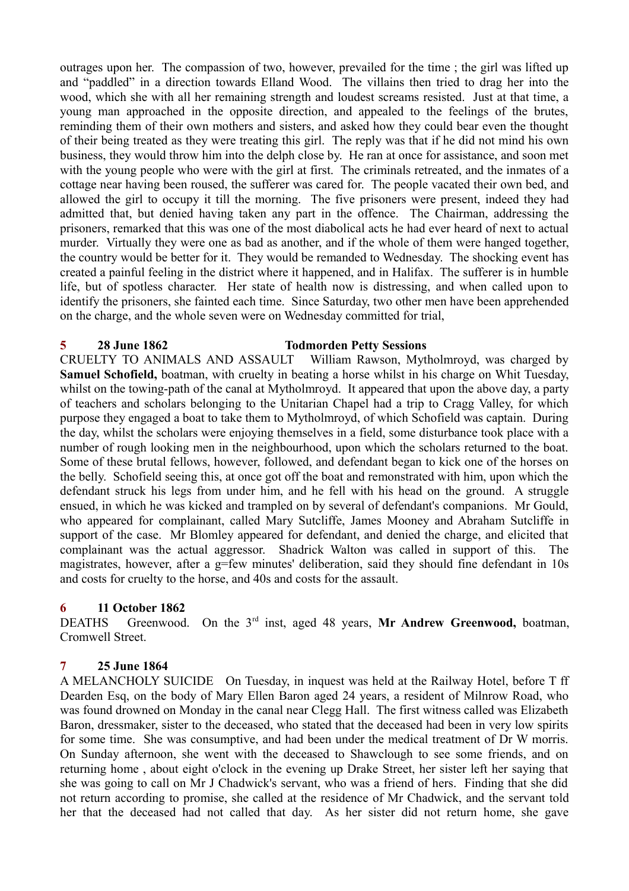outrages upon her. The compassion of two, however, prevailed for the time ; the girl was lifted up and "paddled" in a direction towards Elland Wood. The villains then tried to drag her into the wood, which she with all her remaining strength and loudest screams resisted. Just at that time, a young man approached in the opposite direction, and appealed to the feelings of the brutes, reminding them of their own mothers and sisters, and asked how they could bear even the thought of their being treated as they were treating this girl. The reply was that if he did not mind his own business, they would throw him into the delph close by. He ran at once for assistance, and soon met with the young people who were with the girl at first. The criminals retreated, and the inmates of a cottage near having been roused, the sufferer was cared for. The people vacated their own bed, and allowed the girl to occupy it till the morning. The five prisoners were present, indeed they had admitted that, but denied having taken any part in the offence. The Chairman, addressing the prisoners, remarked that this was one of the most diabolical acts he had ever heard of next to actual murder. Virtually they were one as bad as another, and if the whole of them were hanged together, the country would be better for it. They would be remanded to Wednesday. The shocking event has created a painful feeling in the district where it happened, and in Halifax. The sufferer is in humble life, but of spotless character. Her state of health now is distressing, and when called upon to identify the prisoners, she fainted each time. Since Saturday, two other men have been apprehended on the charge, and the whole seven were on Wednesday committed for trial,

### 5 28 June 1862 Todmorden Petty Sessions

CRUELTY TO ANIMALS AND ASSAULT William Rawson, Mytholmroyd, was charged by **Samuel Schofield,** boatman, with cruelty in beating a horse whilst in his charge on Whit Tuesday, whilst on the towing-path of the canal at Mytholmroyd. It appeared that upon the above day, a party of teachers and scholars belonging to the Unitarian Chapel had a trip to Cragg Valley, for which purpose they engaged a boat to take them to Mytholmroyd, of which Schofield was captain. During the day, whilst the scholars were enjoying themselves in a field, some disturbance took place with a number of rough looking men in the neighbourhood, upon which the scholars returned to the boat. Some of these brutal fellows, however, followed, and defendant began to kick one of the horses on the belly. Schofield seeing this, at once got off the boat and remonstrated with him, upon which the defendant struck his legs from under him, and he fell with his head on the ground. A struggle ensued, in which he was kicked and trampled on by several of defendant's companions. Mr Gould, who appeared for complainant, called Mary Sutcliffe, James Mooney and Abraham Sutcliffe in support of the case. Mr Blomley appeared for defendant, and denied the charge, and elicited that complainant was the actual aggressor. Shadrick Walton was called in support of this. The magistrates, however, after a g=few minutes' deliberation, said they should fine defendant in 10s and costs for cruelty to the horse, and 40s and costs for the assault.

### 6 11 October 1862

DEATHS Greenwood. On the 3rd inst, aged 48 years, **Mr Andrew Greenwood,** boatman, Cromwell Street.

### 7 25 June 1864

A MELANCHOLY SUICIDE On Tuesday, in inquest was held at the Railway Hotel, before T ff Dearden Esq, on the body of Mary Ellen Baron aged 24 years, a resident of Milnrow Road, who was found drowned on Monday in the canal near Clegg Hall. The first witness called was Elizabeth Baron, dressmaker, sister to the deceased, who stated that the deceased had been in very low spirits for some time. She was consumptive, and had been under the medical treatment of Dr W morris. On Sunday afternoon, she went with the deceased to Shawclough to see some friends, and on returning home , about eight o'clock in the evening up Drake Street, her sister left her saying that she was going to call on Mr J Chadwick's servant, who was a friend of hers. Finding that she did not return according to promise, she called at the residence of Mr Chadwick, and the servant told her that the deceased had not called that day. As her sister did not return home, she gave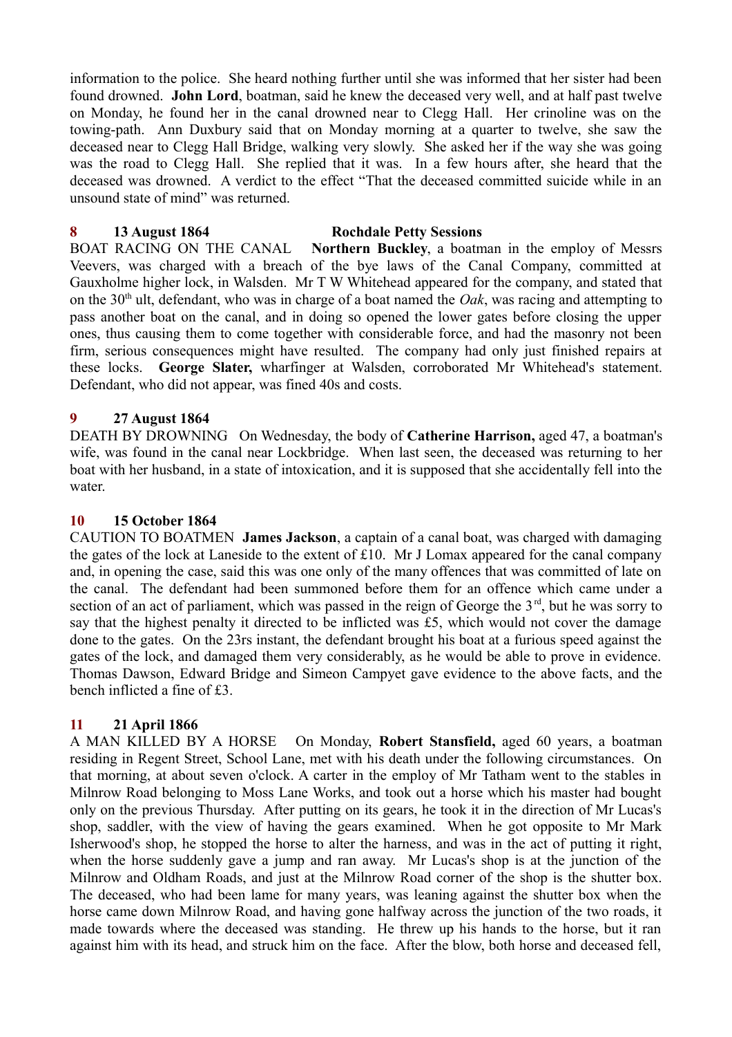information to the police. She heard nothing further until she was informed that her sister had been found drowned. **John Lord**, boatman, said he knew the deceased very well, and at half past twelve on Monday, he found her in the canal drowned near to Clegg Hall. Her crinoline was on the towing-path. Ann Duxbury said that on Monday morning at a quarter to twelve, she saw the deceased near to Clegg Hall Bridge, walking very slowly. She asked her if the way she was going was the road to Clegg Hall. She replied that it was. In a few hours after, she heard that the deceased was drowned. A verdict to the effect "That the deceased committed suicide while in an unsound state of mind" was returned.

**8 13 August 1864 Rochdale Petty Sessions**

BOAT RACING ON THE CANAL **Northern Buckley**, a boatman in the employ of Messrs Veevers, was charged with a breach of the bye laws of the Canal Company, committed at Gauxholme higher lock, in Walsden. Mr T W Whitehead appeared for the company, and stated that on the 30th ult, defendant, who was in charge of a boat named the *Oak*, was racing and attempting to pass another boat on the canal, and in doing so opened the lower gates before closing the upper ones, thus causing them to come together with considerable force, and had the masonry not been firm, serious consequences might have resulted. The company had only just finished repairs at these locks. **George Slater,** wharfinger at Walsden, corroborated Mr Whitehead's statement. Defendant, who did not appear, was fined 40s and costs.

**9 27 August 1864**

DEATH BY DROWNING On Wednesday, the body of **Catherine Harrison,** aged 47, a boatman's wife, was found in the canal near Lockbridge. When last seen, the deceased was returning to her boat with her husband, in a state of intoxication, and it is supposed that she accidentally fell into the water.

**10 15 October 1864**

CAUTION TO BOATMEN **James Jackson**, a captain of a canal boat, was charged with damaging the gates of the lock at Laneside to the extent of £10. Mr J Lomax appeared for the canal company and, in opening the case, said this was one only of the many offences that was committed of late on the canal. The defendant had been summoned before them for an offence which came under a section of an act of parliament, which was passed in the reign of George the 3rd, but he was sorry to say that the highest penalty it directed to be inflicted was £5, which would not cover the damage done to the gates. On the 23rs instant, the defendant brought his boat at a furious speed against the gates of the lock, and damaged them very considerably, as he would be able to prove in evidence. Thomas Dawson, Edward Bridge and Simeon Campyet gave evidence to the above facts, and the bench inflicted a fine of £3.

**11 21 April 1866**

A MAN KILLED BY A HORSE On Monday, **Robert Stansfield,** aged 60 years, a boatman residing in Regent Street, School Lane, met with his death under the following circumstances. On that morning, at about seven o'clock. A carter in the employ of Mr Tatham went to the stables in Milnrow Road belonging to Moss Lane Works, and took out a horse which his master had bought only on the previous Thursday. After putting on its gears, he took it in the direction of Mr Lucas's shop, saddler, with the view of having the gears examined. When he got opposite to Mr Mark Isherwood's shop, he stopped the horse to alter the harness, and was in the act of putting it right, when the horse suddenly gave a jump and ran away. Mr Lucas's shop is at the junction of the Milnrow and Oldham Roads, and just at the Milnrow Road corner of the shop is the shutter box. The deceased, who had been lame for many years, was leaning against the shutter box when the horse came down Milnrow Road, and having gone halfway across the junction of the two roads, it made towards where the deceased was standing. He threw up his hands to the horse, but it ran against him with its head, and struck him on the face. After the blow, both horse and deceased fell,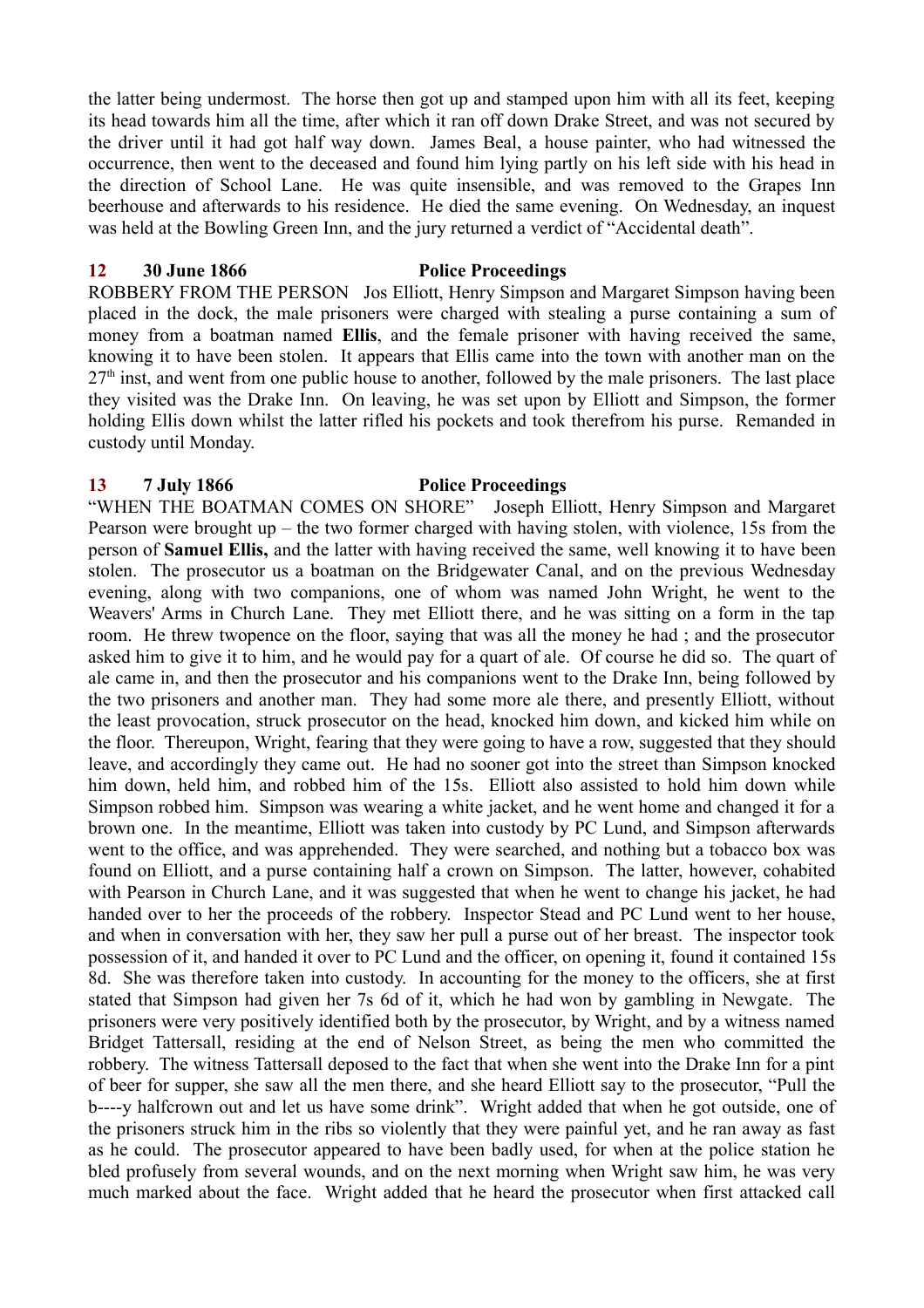the latter being undermost. The horse then got up and stamped upon him with all its feet, keeping its head towards him all the time, after which it ran off down Drake Street, and was not secured by the driver until it had got half way down. James Beal, a house painter, who had witnessed the occurrence, then went to the deceased and found him lying partly on his left side with his head in the direction of School Lane. He was quite insensible, and was removed to the Grapes Inn beerhouse and afterwards to his residence. He died the same evening. On Wednesday, an inquest was held at the Bowling Green Inn, and the jury returned a verdict of "Accidental death".

**12 30 June 1866 Police Proceedings**

ROBBERY FROM THE PERSON Jos Elliott, Henry Simpson and Margaret Simpson having been placed in the dock, the male prisoners were charged with stealing a purse containing a sum of money from a boatman named **Ellis**, and the female prisoner with having received the same, knowing it to have been stolen. It appears that Ellis came into the town with another man on the 27th inst, and went from one public house to another, followed by the male prisoners. The last place they visited was the Drake Inn. On leaving, he was set upon by Elliott and Simpson, the former holding Ellis down whilst the latter rifled his pockets and took therefrom his purse. Remanded in custody until Monday.

**13 7 July 1866 Police Proceedings**

"WHEN THE BOATMAN COMES ON SHORE" Joseph Elliott, Henry Simpson and Margaret Pearson were brought up – the two former charged with having stolen, with violence, 15s from the person of **Samuel Ellis,** and the latter with having received the same, well knowing it to have been stolen. The prosecutor us a boatman on the Bridgewater Canal, and on the previous Wednesday evening, along with two companions, one of whom was named John Wright, he went to the Weavers' Arms in Church Lane. They met Elliott there, and he was sitting on a form in the tap room. He threw twopence on the floor, saying that was all the money he had ; and the prosecutor asked him to give it to him, and he would pay for a quart of ale. Of course he did so. The quart of ale came in, and then the prosecutor and his companions went to the Drake Inn, being followed by the two prisoners and another man. They had some more ale there, and presently Elliott, without the least provocation, struck prosecutor on the head, knocked him down, and kicked him while on the floor. Thereupon, Wright, fearing that they were going to have a row, suggested that they should leave, and accordingly they came out. He had no sooner got into the street than Simpson knocked him down, held him, and robbed him of the 15s. Elliott also assisted to hold him down while Simpson robbed him. Simpson was wearing a white jacket, and he went home and changed it for a brown one. In the meantime, Elliott was taken into custody by PC Lund, and Simpson afterwards went to the office, and was apprehended. They were searched, and nothing but a tobacco box was found on Elliott, and a purse containing half a crown on Simpson. The latter, however, cohabited with Pearson in Church Lane, and it was suggested that when he went to change his jacket, he had handed over to her the proceeds of the robbery. Inspector Stead and PC Lund went to her house, and when in conversation with her, they saw her pull a purse out of her breast. The inspector took possession of it, and handed it over to PC Lund and the officer, on opening it, found it contained 15s 8d. She was therefore taken into custody. In accounting for the money to the officers, she at first stated that Simpson had given her 7s 6d of it, which he had won by gambling in Newgate. The prisoners were very positively identified both by the prosecutor, by Wright, and by a witness named Bridget Tattersall, residing at the end of Nelson Street, as being the men who committed the robbery. The witness Tattersall deposed to the fact that when she went into the Drake Inn for a pint of beer for supper, she saw all the men there, and she heard Elliott say to the prosecutor, "Pull the b----y halfcrown out and let us have some drink". Wright added that when he got outside, one of the prisoners struck him in the ribs so violently that they were painful yet, and he ran away as fast as he could. The prosecutor appeared to have been badly used, for when at the police station he bled profusely from several wounds, and on the next morning when Wright saw him, he was very much marked about the face. Wright added that he heard the prosecutor when first attacked call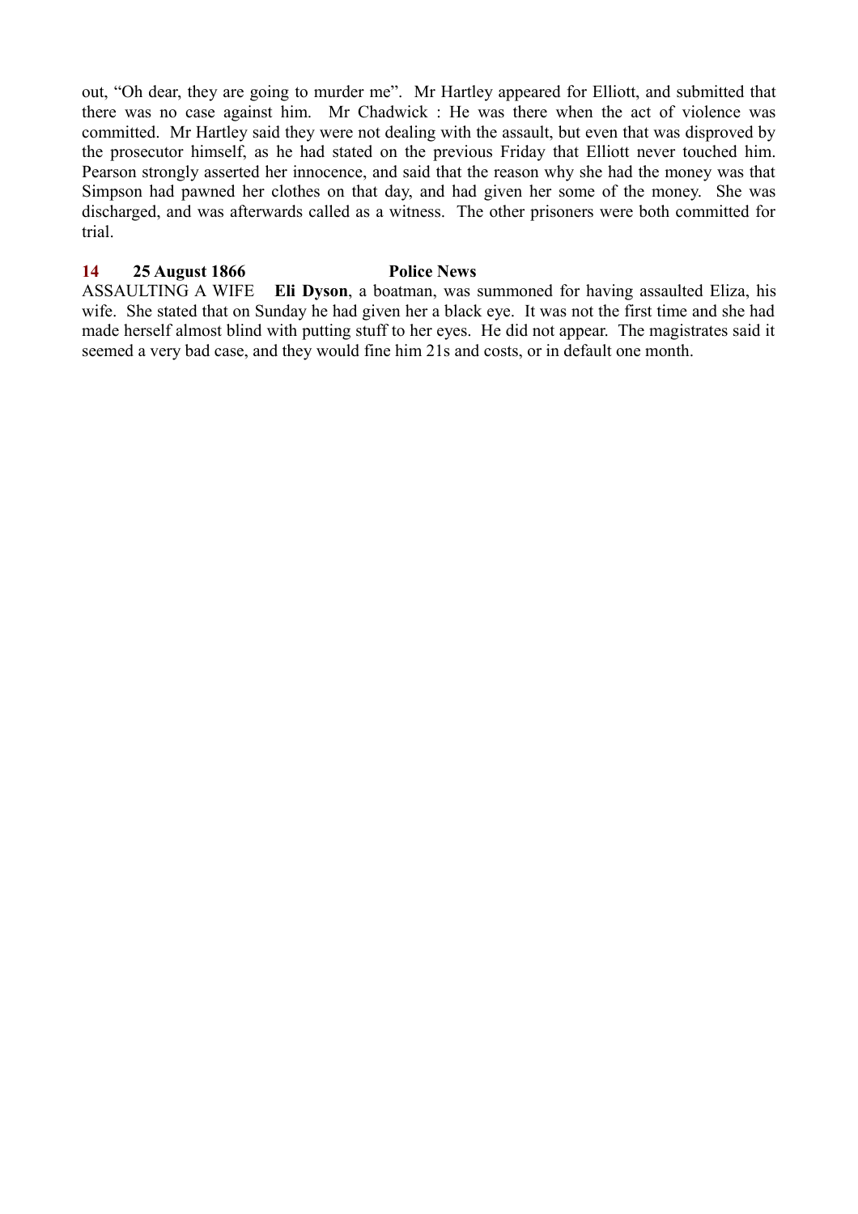out, "Oh dear, they are going to murder me". Mr Hartley appeared for Elliott, and submitted that there was no case against him. Mr Chadwick : He was there when the act of violence was committed. Mr Hartley said they were not dealing with the assault, but even that was disproved by the prosecutor himself, as he had stated on the previous Friday that Elliott never touched him. Pearson strongly asserted her innocence, and said that the reason why she had the money was that Simpson had pawned her clothes on that day, and had given her some of the money. She was discharged, and was afterwards called as a witness. The other prisoners were both committed for trial.

**14 25 August 1866 Police News**

ASSAULTING A WIFE **Eli Dyson**, a boatman, was summoned for having assaulted Eliza, his wife. She stated that on Sunday he had given her a black eye. It was not the first time and she had made herself almost blind with putting stuff to her eyes. He did not appear. The magistrates said it seemed a very bad case, and they would fine him 21s and costs, or in default one month.